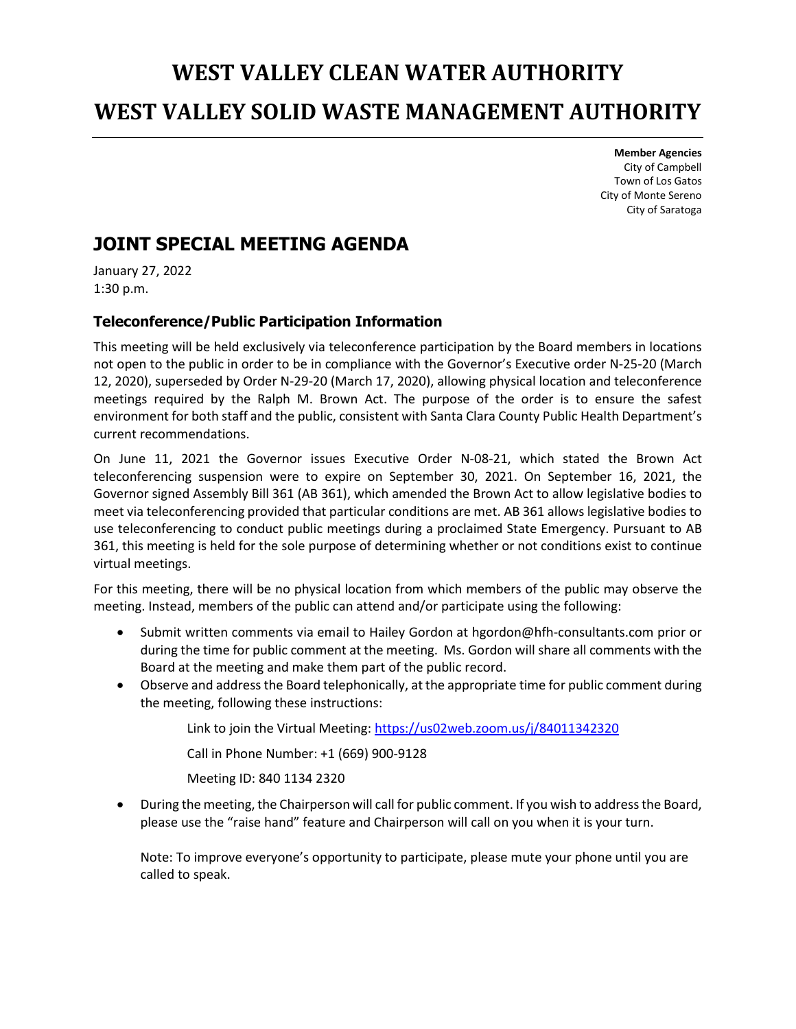# WEST VALLEY CLEAN WATER AUTHORITY

# WEST VALLEY SOLID WASTE MANAGEMENT AUTHORITY

**Member Agencies**
City of Campbell
Town of Los Gatos
City of Monte Sereno
City of Saratoga

## JOINT SPECIAL MEETING AGENDA

January 27, 2022
1:30 p.m.

### Teleconference/Public Participation Information

This meeting will be held exclusively via teleconference participation by the Board members in locations not open to the public in order to be in compliance with the Governor's Executive order N-25-20 (March 12, 2020), superseded by Order N-29-20 (March 17, 2020), allowing physical location and teleconference meetings required by the Ralph M. Brown Act. The purpose of the order is to ensure the safest environment for both staff and the public, consistent with Santa Clara County Public Health Department's current recommendations.

On June 11, 2021 the Governor issues Executive Order N-08-21, which stated the Brown Act teleconferencing suspension were to expire on September 30, 2021. On September 16, 2021, the Governor signed Assembly Bill 361 (AB 361), which amended the Brown Act to allow legislative bodies to meet via teleconferencing provided that particular conditions are met. AB 361 allows legislative bodies to use teleconferencing to conduct public meetings during a proclaimed State Emergency. Pursuant to AB 361, this meeting is held for the sole purpose of determining whether or not conditions exist to continue virtual meetings.

For this meeting, there will be no physical location from which members of the public may observe the meeting. Instead, members of the public can attend and/or participate using the following:

- Submit written comments via email to Hailey Gordon at hgordon@hfh-consultants.com prior or during the time for public comment at the meeting. Ms. Gordon will share all comments with the Board at the meeting and make them part of the public record.
- Observe and address the Board telephonically, at the appropriate time for public comment during the meeting, following these instructions:

  Link to join the Virtual Meeting: https://us02web.zoom.us/j/84011342320

  Call in Phone Number: +1 (669) 900-9128

  Meeting ID: 840 1134 2320

- During the meeting, the Chairperson will call for public comment. If you wish to address the Board, please use the "raise hand" feature and Chairperson will call on you when it is your turn.

  Note: To improve everyone's opportunity to participate, please mute your phone until you are called to speak.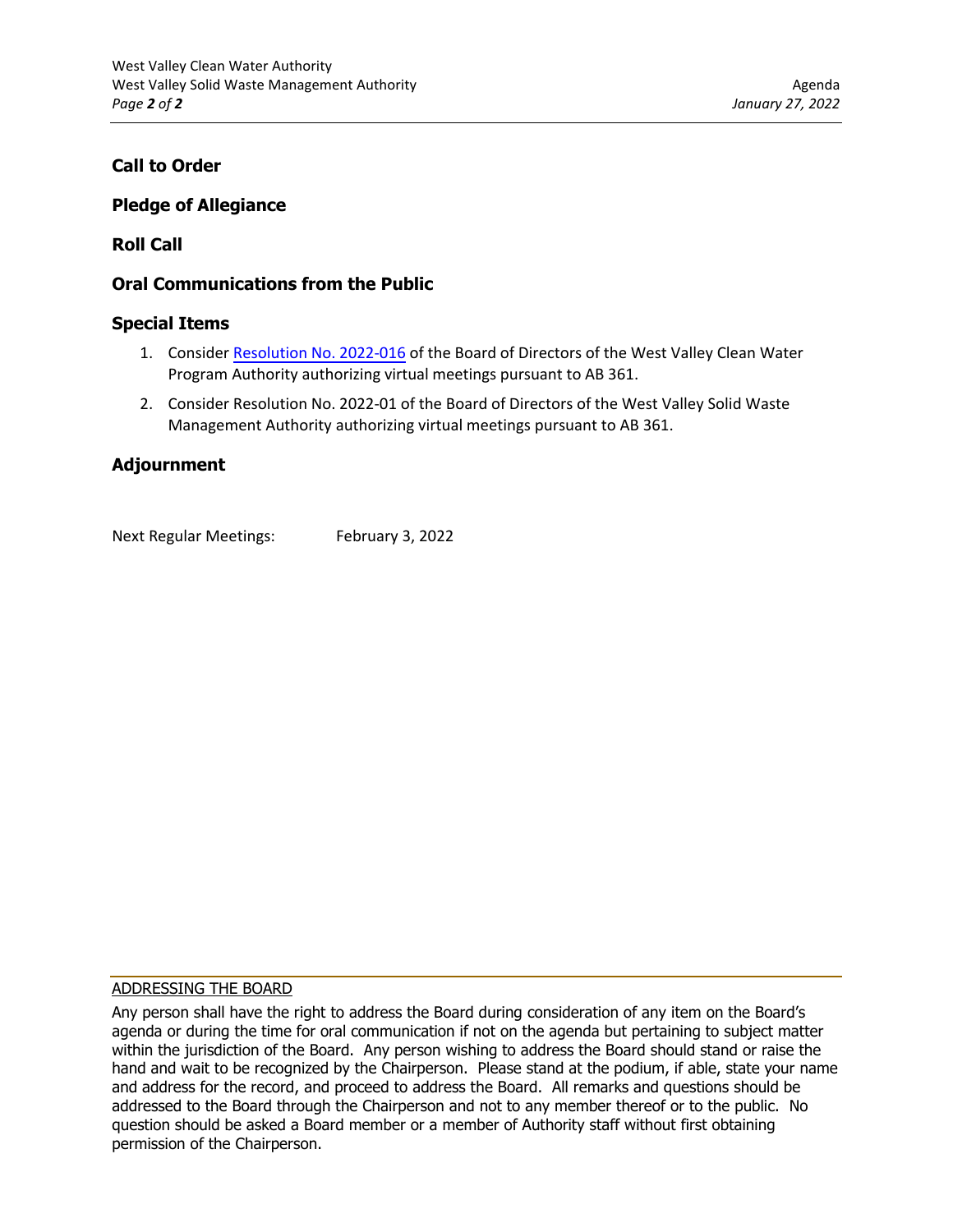## Call to Order

## Pledge of Allegiance

## Roll Call

## Oral Communications from the Public

## Special Items

1. Consider Resolution No. 2022-016 of the Board of Directors of the West Valley Clean Water Program Authority authorizing virtual meetings pursuant to AB 361.
2. Consider Resolution No. 2022-01 of the Board of Directors of the West Valley Solid Waste Management Authority authorizing virtual meetings pursuant to AB 361.

## Adjournment

Next Regular Meetings: February 3, 2022

---

ADDRESSING THE BOARD

Any person shall have the right to address the Board during consideration of any item on the Board's agenda or during the time for oral communication if not on the agenda but pertaining to subject matter within the jurisdiction of the Board. Any person wishing to address the Board should stand or raise the hand and wait to be recognized by the Chairperson. Please stand at the podium, if able, state your name and address for the record, and proceed to address the Board. All remarks and questions should be addressed to the Board through the Chairperson and not to any member thereof or to the public. No question should be asked a Board member or a member of Authority staff without first obtaining permission of the Chairperson.